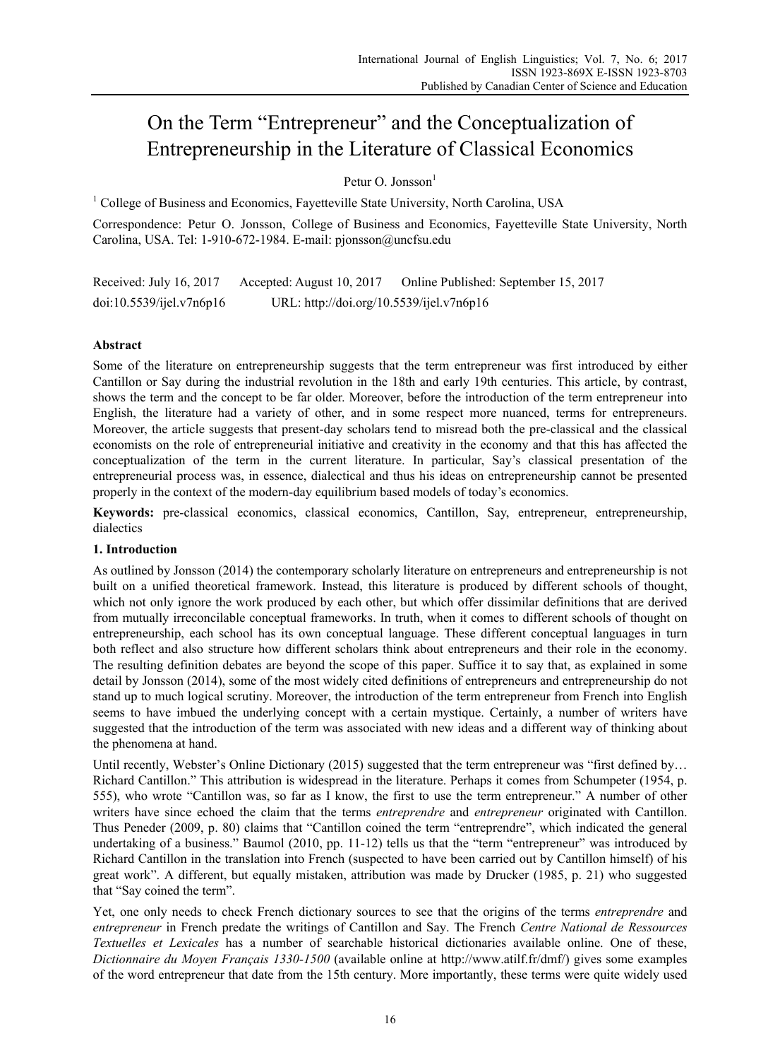# On the Term "Entrepreneur" and the Conceptualization of Entrepreneurship in the Literature of Classical Economics

Petur O. Jonsson[1]

[1] College of Business and Economics, Fayetteville State University, North Carolina, USA

Correspondence: Petur O. Jonsson, College of Business and Economics, Fayetteville State University, North Carolina, USA. Tel: 1-910-672-1984. E-mail: pjonsson@uncfsu.edu

Received: July 16, 2017    Accepted: August 10, 2017    Online Published: September 15, 2017

doi:10.5539/ijel.v7n6p16    URL: http://doi.org/10.5539/ijel.v7n6p16

## Abstract

Some of the literature on entrepreneurship suggests that the term entrepreneur was first introduced by either Cantillon or Say during the industrial revolution in the 18th and early 19th centuries. This article, by contrast, shows the term and the concept to be far older. Moreover, before the introduction of the term entrepreneur into English, the literature had a variety of other, and in some respect more nuanced, terms for entrepreneurs. Moreover, the article suggests that present-day scholars tend to misread both the pre-classical and the classical economists on the role of entrepreneurial initiative and creativity in the economy and that this has affected the conceptualization of the term in the current literature. In particular, Say's classical presentation of the entrepreneurial process was, in essence, dialectical and thus his ideas on entrepreneurship cannot be presented properly in the context of the modern-day equilibrium based models of today's economics.

**Keywords:** pre-classical economics, classical economics, Cantillon, Say, entrepreneur, entrepreneurship, dialectics

## 1. Introduction

As outlined by Jonsson (2014) the contemporary scholarly literature on entrepreneurs and entrepreneurship is not built on a unified theoretical framework. Instead, this literature is produced by different schools of thought, which not only ignore the work produced by each other, but which offer dissimilar definitions that are derived from mutually irreconcilable conceptual frameworks. In truth, when it comes to different schools of thought on entrepreneurship, each school has its own conceptual language. These different conceptual languages in turn both reflect and also structure how different scholars think about entrepreneurs and their role in the economy. The resulting definition debates are beyond the scope of this paper. Suffice it to say that, as explained in some detail by Jonsson (2014), some of the most widely cited definitions of entrepreneurs and entrepreneurship do not stand up to much logical scrutiny. Moreover, the introduction of the term entrepreneur from French into English seems to have imbued the underlying concept with a certain mystique. Certainly, a number of writers have suggested that the introduction of the term was associated with new ideas and a different way of thinking about the phenomena at hand.

Until recently, Webster's Online Dictionary (2015) suggested that the term entrepreneur was "first defined by… Richard Cantillon." This attribution is widespread in the literature. Perhaps it comes from Schumpeter (1954, p. 555), who wrote "Cantillon was, so far as I know, the first to use the term entrepreneur." A number of other writers have since echoed the claim that the terms *entreprendre* and *entrepreneur* originated with Cantillon. Thus Peneder (2009, p. 80) claims that "Cantillon coined the term "entreprendre", which indicated the general undertaking of a business." Baumol (2010, pp. 11-12) tells us that the "term "entrepreneur" was introduced by Richard Cantillon in the translation into French (suspected to have been carried out by Cantillon himself) of his great work". A different, but equally mistaken, attribution was made by Drucker (1985, p. 21) who suggested that "Say coined the term".

Yet, one only needs to check French dictionary sources to see that the origins of the terms *entreprendre* and *entrepreneur* in French predate the writings of Cantillon and Say. The French *Centre National de Ressources Textuelles et Lexicales* has a number of searchable historical dictionaries available online. One of these, *Dictionnaire du Moyen Français 1330-1500* (available online at http://www.atilf.fr/dmf/) gives some examples of the word entrepreneur that date from the 15th century. More importantly, these terms were quite widely used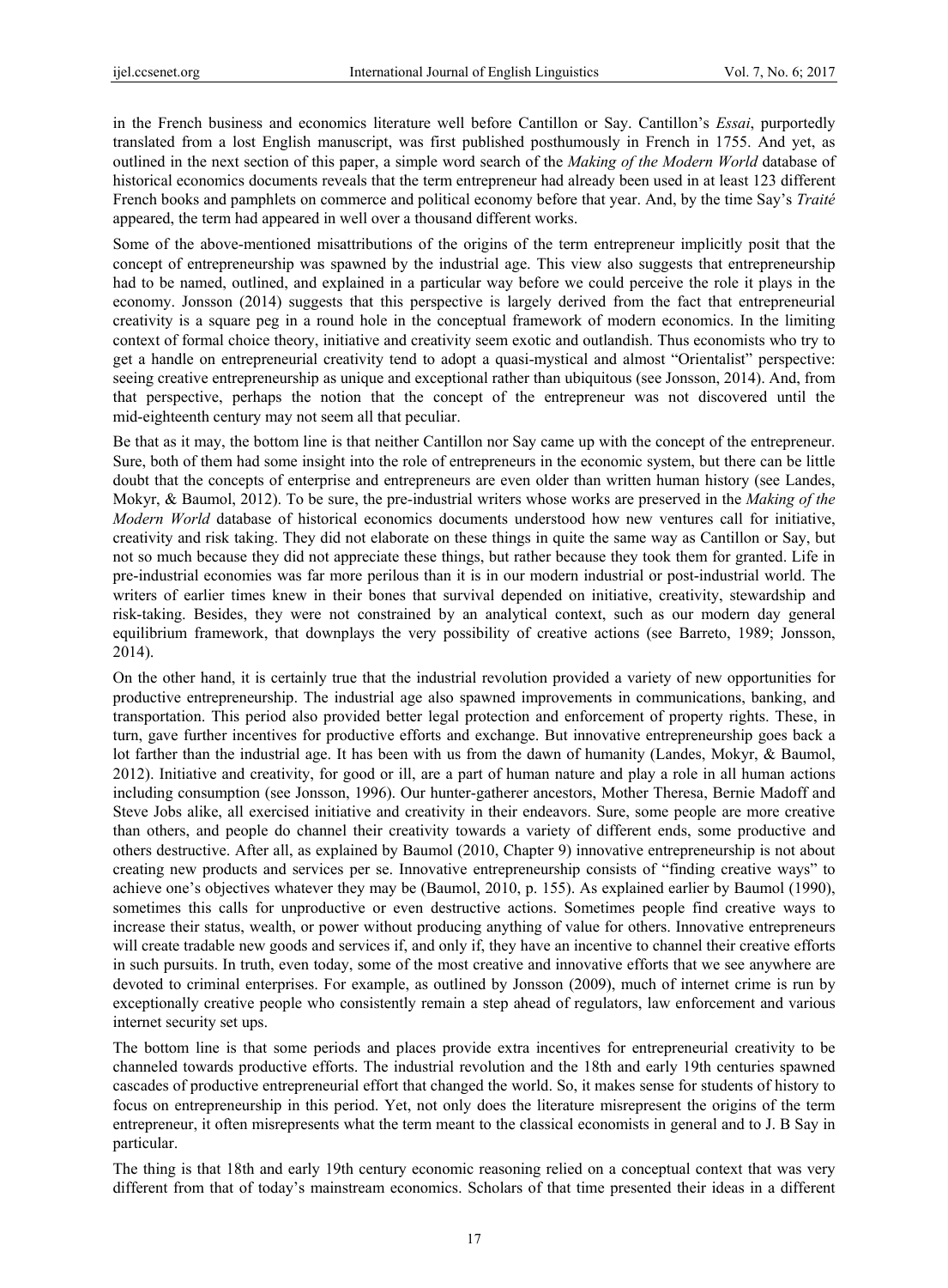in the French business and economics literature well before Cantillon or Say. Cantillon's *Essai*, purportedly translated from a lost English manuscript, was first published posthumously in French in 1755. And yet, as outlined in the next section of this paper, a simple word search of the *Making of the Modern World* database of historical economics documents reveals that the term entrepreneur had already been used in at least 123 different French books and pamphlets on commerce and political economy before that year. And, by the time Say's *Traité* appeared, the term had appeared in well over a thousand different works.

Some of the above-mentioned misattributions of the origins of the term entrepreneur implicitly posit that the concept of entrepreneurship was spawned by the industrial age. This view also suggests that entrepreneurship had to be named, outlined, and explained in a particular way before we could perceive the role it plays in the economy. Jonsson (2014) suggests that this perspective is largely derived from the fact that entrepreneurial creativity is a square peg in a round hole in the conceptual framework of modern economics. In the limiting context of formal choice theory, initiative and creativity seem exotic and outlandish. Thus economists who try to get a handle on entrepreneurial creativity tend to adopt a quasi-mystical and almost "Orientalist" perspective: seeing creative entrepreneurship as unique and exceptional rather than ubiquitous (see Jonsson, 2014). And, from that perspective, perhaps the notion that the concept of the entrepreneur was not discovered until the mid-eighteenth century may not seem all that peculiar.

Be that as it may, the bottom line is that neither Cantillon nor Say came up with the concept of the entrepreneur. Sure, both of them had some insight into the role of entrepreneurs in the economic system, but there can be little doubt that the concepts of enterprise and entrepreneurs are even older than written human history (see Landes, Mokyr, & Baumol, 2012). To be sure, the pre-industrial writers whose works are preserved in the *Making of the Modern World* database of historical economics documents understood how new ventures call for initiative, creativity and risk taking. They did not elaborate on these things in quite the same way as Cantillon or Say, but not so much because they did not appreciate these things, but rather because they took them for granted. Life in pre-industrial economies was far more perilous than it is in our modern industrial or post-industrial world. The writers of earlier times knew in their bones that survival depended on initiative, creativity, stewardship and risk-taking. Besides, they were not constrained by an analytical context, such as our modern day general equilibrium framework, that downplays the very possibility of creative actions (see Barreto, 1989; Jonsson, 2014).

On the other hand, it is certainly true that the industrial revolution provided a variety of new opportunities for productive entrepreneurship. The industrial age also spawned improvements in communications, banking, and transportation. This period also provided better legal protection and enforcement of property rights. These, in turn, gave further incentives for productive efforts and exchange. But innovative entrepreneurship goes back a lot farther than the industrial age. It has been with us from the dawn of humanity (Landes, Mokyr, & Baumol, 2012). Initiative and creativity, for good or ill, are a part of human nature and play a role in all human actions including consumption (see Jonsson, 1996). Our hunter-gatherer ancestors, Mother Theresa, Bernie Madoff and Steve Jobs alike, all exercised initiative and creativity in their endeavors. Sure, some people are more creative than others, and people do channel their creativity towards a variety of different ends, some productive and others destructive. After all, as explained by Baumol (2010, Chapter 9) innovative entrepreneurship is not about creating new products and services per se. Innovative entrepreneurship consists of "finding creative ways" to achieve one's objectives whatever they may be (Baumol, 2010, p. 155). As explained earlier by Baumol (1990), sometimes this calls for unproductive or even destructive actions. Sometimes people find creative ways to increase their status, wealth, or power without producing anything of value for others. Innovative entrepreneurs will create tradable new goods and services if, and only if, they have an incentive to channel their creative efforts in such pursuits. In truth, even today, some of the most creative and innovative efforts that we see anywhere are devoted to criminal enterprises. For example, as outlined by Jonsson (2009), much of internet crime is run by exceptionally creative people who consistently remain a step ahead of regulators, law enforcement and various internet security set ups.

The bottom line is that some periods and places provide extra incentives for entrepreneurial creativity to be channeled towards productive efforts. The industrial revolution and the 18th and early 19th centuries spawned cascades of productive entrepreneurial effort that changed the world. So, it makes sense for students of history to focus on entrepreneurship in this period. Yet, not only does the literature misrepresent the origins of the term entrepreneur, it often misrepresents what the term meant to the classical economists in general and to J. B Say in particular.

The thing is that 18th and early 19th century economic reasoning relied on a conceptual context that was very different from that of today's mainstream economics. Scholars of that time presented their ideas in a different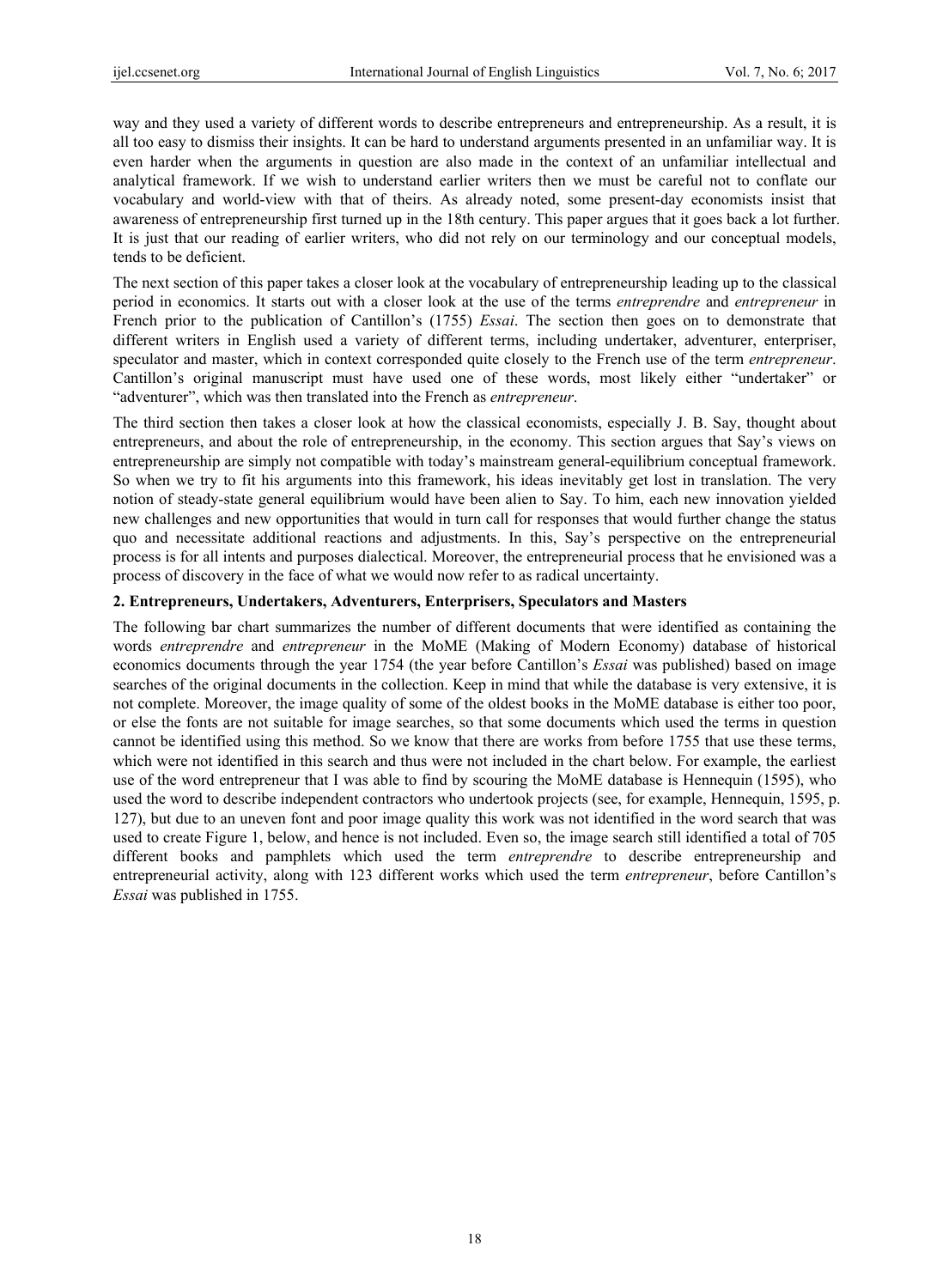way and they used a variety of different words to describe entrepreneurs and entrepreneurship. As a result, it is all too easy to dismiss their insights. It can be hard to understand arguments presented in an unfamiliar way. It is even harder when the arguments in question are also made in the context of an unfamiliar intellectual and analytical framework. If we wish to understand earlier writers then we must be careful not to conflate our vocabulary and world-view with that of theirs. As already noted, some present-day economists insist that awareness of entrepreneurship first turned up in the 18th century. This paper argues that it goes back a lot further. It is just that our reading of earlier writers, who did not rely on our terminology and our conceptual models, tends to be deficient.

The next section of this paper takes a closer look at the vocabulary of entrepreneurship leading up to the classical period in economics. It starts out with a closer look at the use of the terms *entreprendre* and *entrepreneur* in French prior to the publication of Cantillon's (1755) *Essai*. The section then goes on to demonstrate that different writers in English used a variety of different terms, including undertaker, adventurer, enterpriser, speculator and master, which in context corresponded quite closely to the French use of the term *entrepreneur*. Cantillon's original manuscript must have used one of these words, most likely either "undertaker" or "adventurer", which was then translated into the French as *entrepreneur*.

The third section then takes a closer look at how the classical economists, especially J. B. Say, thought about entrepreneurs, and about the role of entrepreneurship, in the economy. This section argues that Say's views on entrepreneurship are simply not compatible with today's mainstream general-equilibrium conceptual framework. So when we try to fit his arguments into this framework, his ideas inevitably get lost in translation. The very notion of steady-state general equilibrium would have been alien to Say. To him, each new innovation yielded new challenges and new opportunities that would in turn call for responses that would further change the status quo and necessitate additional reactions and adjustments. In this, Say's perspective on the entrepreneurial process is for all intents and purposes dialectical. Moreover, the entrepreneurial process that he envisioned was a process of discovery in the face of what we would now refer to as radical uncertainty.

## 2. Entrepreneurs, Undertakers, Adventurers, Enterprisers, Speculators and Masters

The following bar chart summarizes the number of different documents that were identified as containing the words *entreprendre* and *entrepreneur* in the MoME (Making of Modern Economy) database of historical economics documents through the year 1754 (the year before Cantillon's *Essai* was published) based on image searches of the original documents in the collection. Keep in mind that while the database is very extensive, it is not complete. Moreover, the image quality of some of the oldest books in the MoME database is either too poor, or else the fonts are not suitable for image searches, so that some documents which used the terms in question cannot be identified using this method. So we know that there are works from before 1755 that use these terms, which were not identified in this search and thus were not included in the chart below. For example, the earliest use of the word entrepreneur that I was able to find by scouring the MoME database is Hennequin (1595), who used the word to describe independent contractors who undertook projects (see, for example, Hennequin, 1595, p. 127), but due to an uneven font and poor image quality this work was not identified in the word search that was used to create Figure 1, below, and hence is not included. Even so, the image search still identified a total of 705 different books and pamphlets which used the term *entreprendre* to describe entrepreneurship and entrepreneurial activity, along with 123 different works which used the term *entrepreneur*, before Cantillon's *Essai* was published in 1755.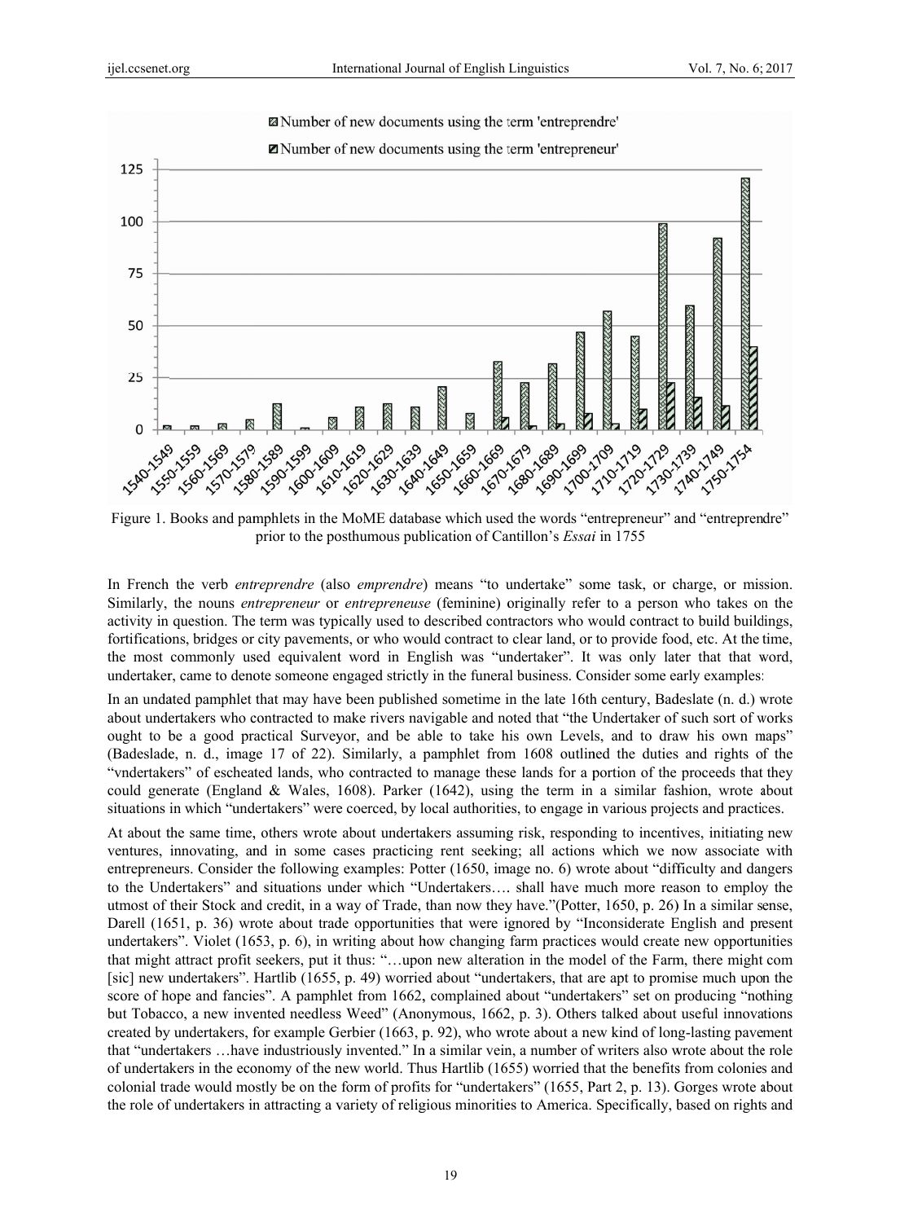Figure 1. Books and pamphlets in the MoME database which used the words "entrepreneur" and "entreprendre" prior to the posthumous publication of Cantillon's *Essai* in 1755

In French the verb *entreprendre* (also *emprendre*) means "to undertake" some task, or charge, or mission. Similarly, the nouns *entrepreneur* or *entrepreneuse* (feminine) originally refer to a person who takes on the activity in question. The term was typically used to described contractors who would contract to build buildings, fortifications, bridges or city pavements, or who would contract to clear land, or to provide food, etc. At the time, the most commonly used equivalent word in English was "undertaker". It was only later that that word, undertaker, came to denote someone engaged strictly in the funeral business. Consider some early examples:

In an undated pamphlet that may have been published sometime in the late 16th century, Badeslate (n. d.) wrote about undertakers who contracted to make rivers navigable and noted that "the Undertaker of such sort of works ought to be a good practical Surveyor, and be able to take his own Levels, and to draw his own maps" (Badeslade, n. d., image 17 of 22). Similarly, a pamphlet from 1608 outlined the duties and rights of the "vndertakers" of escheated lands, who contracted to manage these lands for a portion of the proceeds that they could generate (England & Wales, 1608). Parker (1642), using the term in a similar fashion, wrote about situations in which "undertakers" were coerced, by local authorities, to engage in various projects and practices.

At about the same time, others wrote about undertakers assuming risk, responding to incentives, initiating new ventures, innovating, and in some cases practicing rent seeking; all actions which we now associate with entrepreneurs. Consider the following examples: Potter (1650, image no. 6) wrote about "difficulty and dangers to the Undertakers" and situations under which "Undertakers…. shall have much more reason to employ the utmost of their Stock and credit, in a way of Trade, than now they have."(Potter, 1650, p. 26) In a similar sense, Darell (1651, p. 36) wrote about trade opportunities that were ignored by "Inconsiderate English and present undertakers". Violet (1653, p. 6), in writing about how changing farm practices would create new opportunities that might attract profit seekers, put it thus: "…upon new alteration in the model of the Farm, there might com [sic] new undertakers". Hartlib (1655, p. 49) worried about "undertakers, that are apt to promise much upon the score of hope and fancies". A pamphlet from 1662, complained about "undertakers" set on producing "nothing but Tobacco, a new invented needless Weed" (Anonymous, 1662, p. 3). Others talked about useful innovations created by undertakers, for example Gerbier (1663, p. 92), who wrote about a new kind of long-lasting pavement that "undertakers …have industriously invented." In a similar vein, a number of writers also wrote about the role of undertakers in the economy of the new world. Thus Hartlib (1655) worried that the benefits from colonies and colonial trade would mostly be on the form of profits for "undertakers" (1655, Part 2, p. 13). Gorges wrote about the role of undertakers in attracting a variety of religious minorities to America. Specifically, based on rights and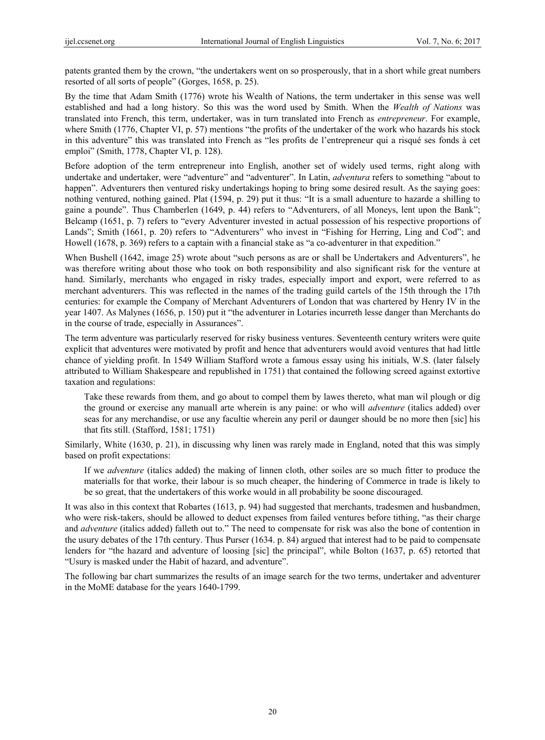patents granted them by the crown, "the undertakers went on so prosperously, that in a short while great numbers resorted of all sorts of people" (Gorges, 1658, p. 25).

By the time that Adam Smith (1776) wrote his Wealth of Nations, the term undertaker in this sense was well established and had a long history. So this was the word used by Smith. When the *Wealth of Nations* was translated into French, this term, undertaker, was in turn translated into French as *entrepreneur*. For example, where Smith (1776, Chapter VI, p. 57) mentions "the profits of the undertaker of the work who hazards his stock in this adventure" this was translated into French as "les profits de l'entrepreneur qui a risqué ses fonds à cet emploi" (Smith, 1778, Chapter VI, p. 128).

Before adoption of the term entrepreneur into English, another set of widely used terms, right along with undertake and undertaker, were "adventure" and "adventurer". In Latin, *adventura* refers to something "about to happen". Adventurers then ventured risky undertakings hoping to bring some desired result. As the saying goes: nothing ventured, nothing gained. Plat (1594, p. 29) put it thus: "It is a small aduenture to hazarde a shilling to gaine a pounde". Thus Chamberlen (1649, p. 44) refers to "Adventurers, of all Moneys, lent upon the Bank"; Belcamp (1651, p. 7) refers to "every Adventurer invested in actual possession of his respective proportions of Lands"; Smith (1661, p. 20) refers to "Adventurers" who invest in "Fishing for Herring, Ling and Cod"; and Howell (1678, p. 369) refers to a captain with a financial stake as "a co-adventurer in that expedition."

When Bushell (1642, image 25) wrote about "such persons as are or shall be Undertakers and Adventurers", he was therefore writing about those who took on both responsibility and also significant risk for the venture at hand. Similarly, merchants who engaged in risky trades, especially import and export, were referred to as merchant adventurers. This was reflected in the names of the trading guild cartels of the 15th through the 17th centuries: for example the Company of Merchant Adventurers of London that was chartered by Henry IV in the year 1407. As Malynes (1656, p. 150) put it "the adventurer in Lotaries incurreth lesse danger than Merchants do in the course of trade, especially in Assurances".

The term adventure was particularly reserved for risky business ventures. Seventeenth century writers were quite explicit that adventures were motivated by profit and hence that adventurers would avoid ventures that had little chance of yielding profit. In 1549 William Stafford wrote a famous essay using his initials, W.S. (later falsely attributed to William Shakespeare and republished in 1751) that contained the following screed against extortive taxation and regulations:

> Take these rewards from them, and go about to compel them by lawes thereto, what man wil plough or dig the ground or exercise any manuall arte wherein is any paine: or who will *adventure* (italics added) over seas for any merchandise, or use any facultie wherein any peril or daunger should be no more then [sic] his that fits still. (Stafford, 1581; 1751)

Similarly, White (1630, p. 21), in discussing why linen was rarely made in England, noted that this was simply based on profit expectations:

> If we *adventure* (italics added) the making of linnen cloth, other soiles are so much fitter to produce the materialls for that worke, their labour is so much cheaper, the hindering of Commerce in trade is likely to be so great, that the undertakers of this worke would in all probability be soone discouraged.

It was also in this context that Robartes (1613, p. 94) had suggested that merchants, tradesmen and husbandmen, who were risk-takers, should be allowed to deduct expenses from failed ventures before tithing, "as their charge and *adventure* (italics added) falleth out to." The need to compensate for risk was also the bone of contention in the usury debates of the 17th century. Thus Purser (1634. p. 84) argued that interest had to be paid to compensate lenders for "the hazard and adventure of loosing [sic] the principal", while Bolton (1637, p. 65) retorted that "Usury is masked under the Habit of hazard, and adventure".

The following bar chart summarizes the results of an image search for the two terms, undertaker and adventurer in the MoME database for the years 1640-1799.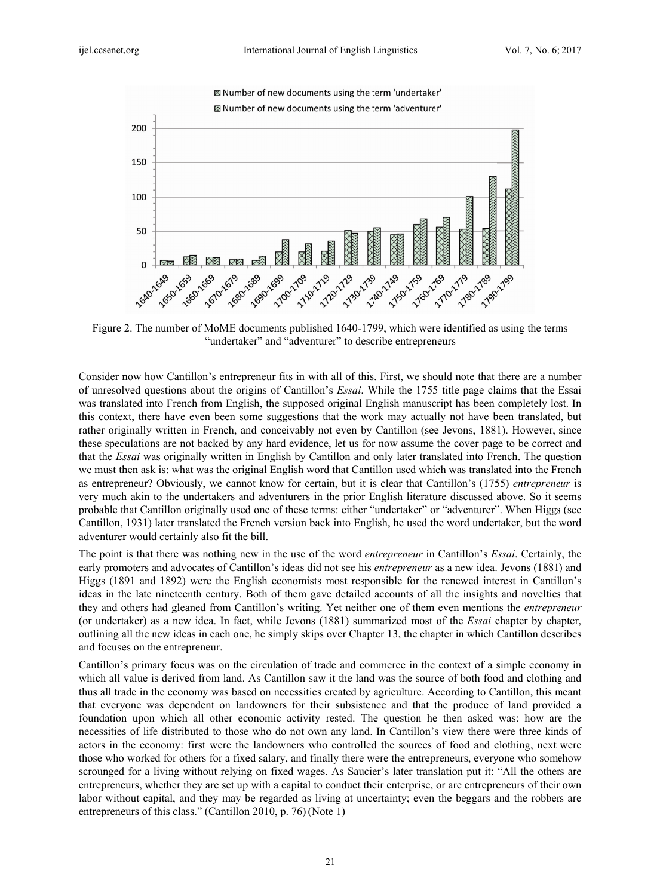Figure 2. The number of MoME documents published 1640-1799, which were identified as using the terms "undertaker" and "adventurer" to describe entrepreneurs

Consider now how Cantillon's entrepreneur fits in with all of this. First, we should note that there are a number of unresolved questions about the origins of Cantillon's *Essai*. While the 1755 title page claims that the Essai was translated into French from English, the supposed original English manuscript has been completely lost. In this context, there have even been some suggestions that the work may actually not have been translated, but rather originally written in French, and conceivably not even by Cantillon (see Jevons, 1881). However, since these speculations are not backed by any hard evidence, let us for now assume the cover page to be correct and that the *Essai* was originally written in English by Cantillon and only later translated into French. The question we must then ask is: what was the original English word that Cantillon used which was translated into the French as entrepreneur? Obviously, we cannot know for certain, but it is clear that Cantillon's (1755) *entrepreneur* is very much akin to the undertakers and adventurers in the prior English literature discussed above. So it seems probable that Cantillon originally used one of these terms: either "undertaker" or "adventurer". When Higgs (see Cantillon, 1931) later translated the French version back into English, he used the word undertaker, but the word adventurer would certainly also fit the bill.

The point is that there was nothing new in the use of the word *entrepreneur* in Cantillon's *Essai*. Certainly, the early promoters and advocates of Cantillon's ideas did not see his *entrepreneur* as a new idea. Jevons (1881) and Higgs (1891 and 1892) were the English economists most responsible for the renewed interest in Cantillon's ideas in the late nineteenth century. Both of them gave detailed accounts of all the insights and novelties that they and others had gleaned from Cantillon's writing. Yet neither one of them even mentions the *entrepreneur* (or undertaker) as a new idea. In fact, while Jevons (1881) summarized most of the *Essai* chapter by chapter, outlining all the new ideas in each one, he simply skips over Chapter 13, the chapter in which Cantillon describes and focuses on the entrepreneur.

Cantillon's primary focus was on the circulation of trade and commerce in the context of a simple economy in which all value is derived from land. As Cantillon saw it the land was the source of both food and clothing and thus all trade in the economy was based on necessities created by agriculture. According to Cantillon, this meant that everyone was dependent on landowners for their subsistence and that the produce of land provided a foundation upon which all other economic activity rested. The question he then asked was: how are the necessities of life distributed to those who do not own any land. In Cantillon's view there were three kinds of actors in the economy: first were the landowners who controlled the sources of food and clothing, next were those who worked for others for a fixed salary, and finally there were the entrepreneurs, everyone who somehow scrounged for a living without relying on fixed wages. As Saucier's later translation put it: "All the others are entrepreneurs, whether they are set up with a capital to conduct their enterprise, or are entrepreneurs of their own labor without capital, and they may be regarded as living at uncertainty; even the beggars and the robbers are entrepreneurs of this class." (Cantillon 2010, p. 76) (Note 1)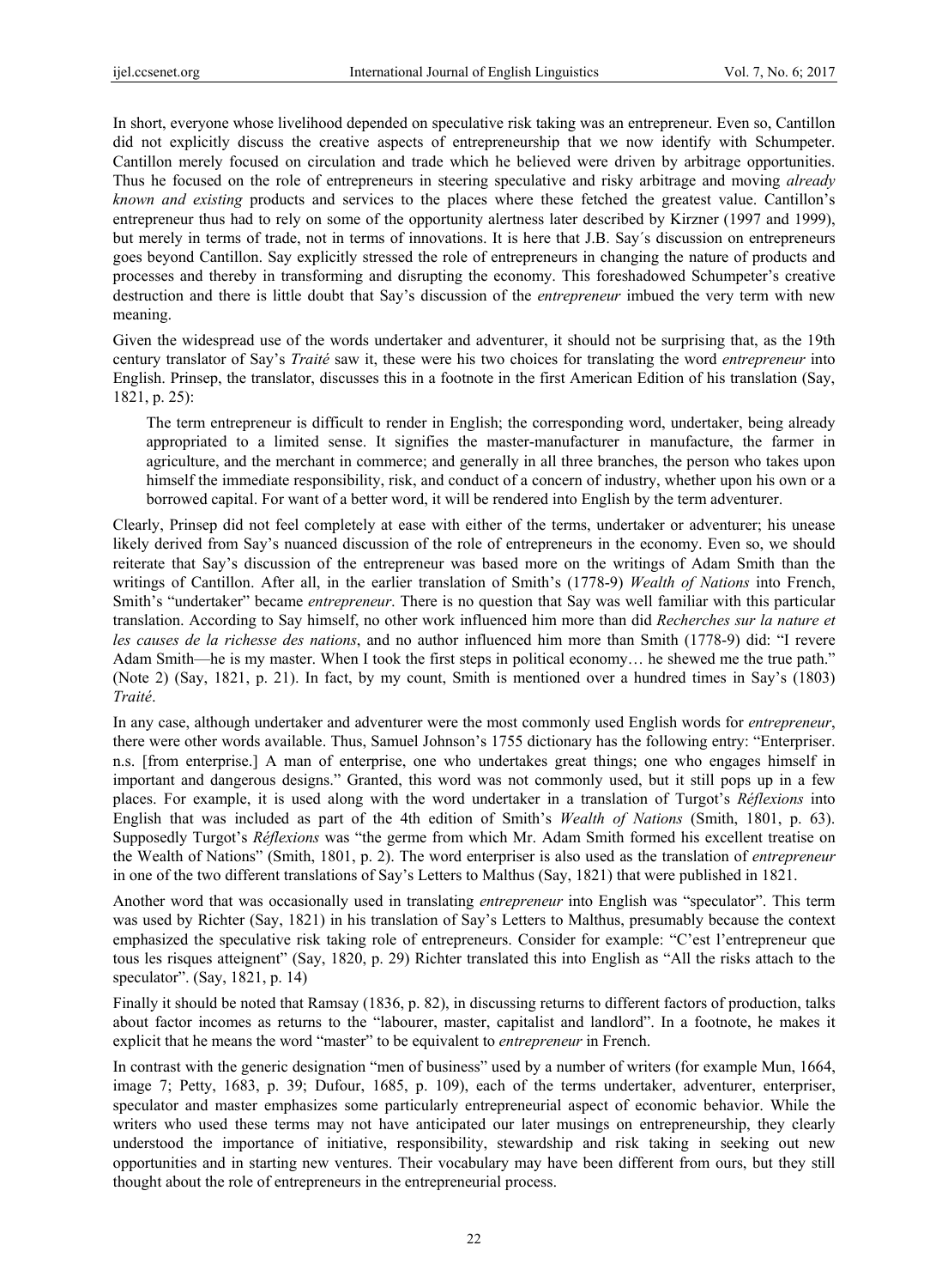In short, everyone whose livelihood depended on speculative risk taking was an entrepreneur. Even so, Cantillon did not explicitly discuss the creative aspects of entrepreneurship that we now identify with Schumpeter. Cantillon merely focused on circulation and trade which he believed were driven by arbitrage opportunities. Thus he focused on the role of entrepreneurs in steering speculative and risky arbitrage and moving *already known and existing* products and services to the places where these fetched the greatest value. Cantillon's entrepreneur thus had to rely on some of the opportunity alertness later described by Kirzner (1997 and 1999), but merely in terms of trade, not in terms of innovations. It is here that J.B. Say´s discussion on entrepreneurs goes beyond Cantillon. Say explicitly stressed the role of entrepreneurs in changing the nature of products and processes and thereby in transforming and disrupting the economy. This foreshadowed Schumpeter's creative destruction and there is little doubt that Say's discussion of the *entrepreneur* imbued the very term with new meaning.

Given the widespread use of the words undertaker and adventurer, it should not be surprising that, as the 19th century translator of Say's *Traité* saw it, these were his two choices for translating the word *entrepreneur* into English. Prinsep, the translator, discusses this in a footnote in the first American Edition of his translation (Say, 1821, p. 25):

> The term entrepreneur is difficult to render in English; the corresponding word, undertaker, being already appropriated to a limited sense. It signifies the master-manufacturer in manufacture, the farmer in agriculture, and the merchant in commerce; and generally in all three branches, the person who takes upon himself the immediate responsibility, risk, and conduct of a concern of industry, whether upon his own or a borrowed capital. For want of a better word, it will be rendered into English by the term adventurer.

Clearly, Prinsep did not feel completely at ease with either of the terms, undertaker or adventurer; his unease likely derived from Say's nuanced discussion of the role of entrepreneurs in the economy. Even so, we should reiterate that Say's discussion of the entrepreneur was based more on the writings of Adam Smith than the writings of Cantillon. After all, in the earlier translation of Smith's (1778-9) *Wealth of Nations* into French, Smith's "undertaker" became *entrepreneur*. There is no question that Say was well familiar with this particular translation. According to Say himself, no other work influenced him more than did *Recherches sur la nature et les causes de la richesse des nations*, and no author influenced him more than Smith (1778-9) did: "I revere Adam Smith—he is my master. When I took the first steps in political economy… he shewed me the true path." (Note 2) (Say, 1821, p. 21). In fact, by my count, Smith is mentioned over a hundred times in Say's (1803) *Traité*.

In any case, although undertaker and adventurer were the most commonly used English words for *entrepreneur*, there were other words available. Thus, Samuel Johnson's 1755 dictionary has the following entry: "Enterpriser. n.s. [from enterprise.] A man of enterprise, one who undertakes great things; one who engages himself in important and dangerous designs." Granted, this word was not commonly used, but it still pops up in a few places. For example, it is used along with the word undertaker in a translation of Turgot's *Réflexions* into English that was included as part of the 4th edition of Smith's *Wealth of Nations* (Smith, 1801, p. 63). Supposedly Turgot's *Réflexions* was "the germe from which Mr. Adam Smith formed his excellent treatise on the Wealth of Nations" (Smith, 1801, p. 2). The word enterpriser is also used as the translation of *entrepreneur* in one of the two different translations of Say's Letters to Malthus (Say, 1821) that were published in 1821.

Another word that was occasionally used in translating *entrepreneur* into English was "speculator". This term was used by Richter (Say, 1821) in his translation of Say's Letters to Malthus, presumably because the context emphasized the speculative risk taking role of entrepreneurs. Consider for example: "C'est l'entrepreneur que tous les risques atteignent" (Say, 1820, p. 29) Richter translated this into English as "All the risks attach to the speculator". (Say, 1821, p. 14)

Finally it should be noted that Ramsay (1836, p. 82), in discussing returns to different factors of production, talks about factor incomes as returns to the "labourer, master, capitalist and landlord". In a footnote, he makes it explicit that he means the word "master" to be equivalent to *entrepreneur* in French.

In contrast with the generic designation "men of business" used by a number of writers (for example Mun, 1664, image 7; Petty, 1683, p. 39; Dufour, 1685, p. 109), each of the terms undertaker, adventurer, enterpriser, speculator and master emphasizes some particularly entrepreneurial aspect of economic behavior. While the writers who used these terms may not have anticipated our later musings on entrepreneurship, they clearly understood the importance of initiative, responsibility, stewardship and risk taking in seeking out new opportunities and in starting new ventures. Their vocabulary may have been different from ours, but they still thought about the role of entrepreneurs in the entrepreneurial process.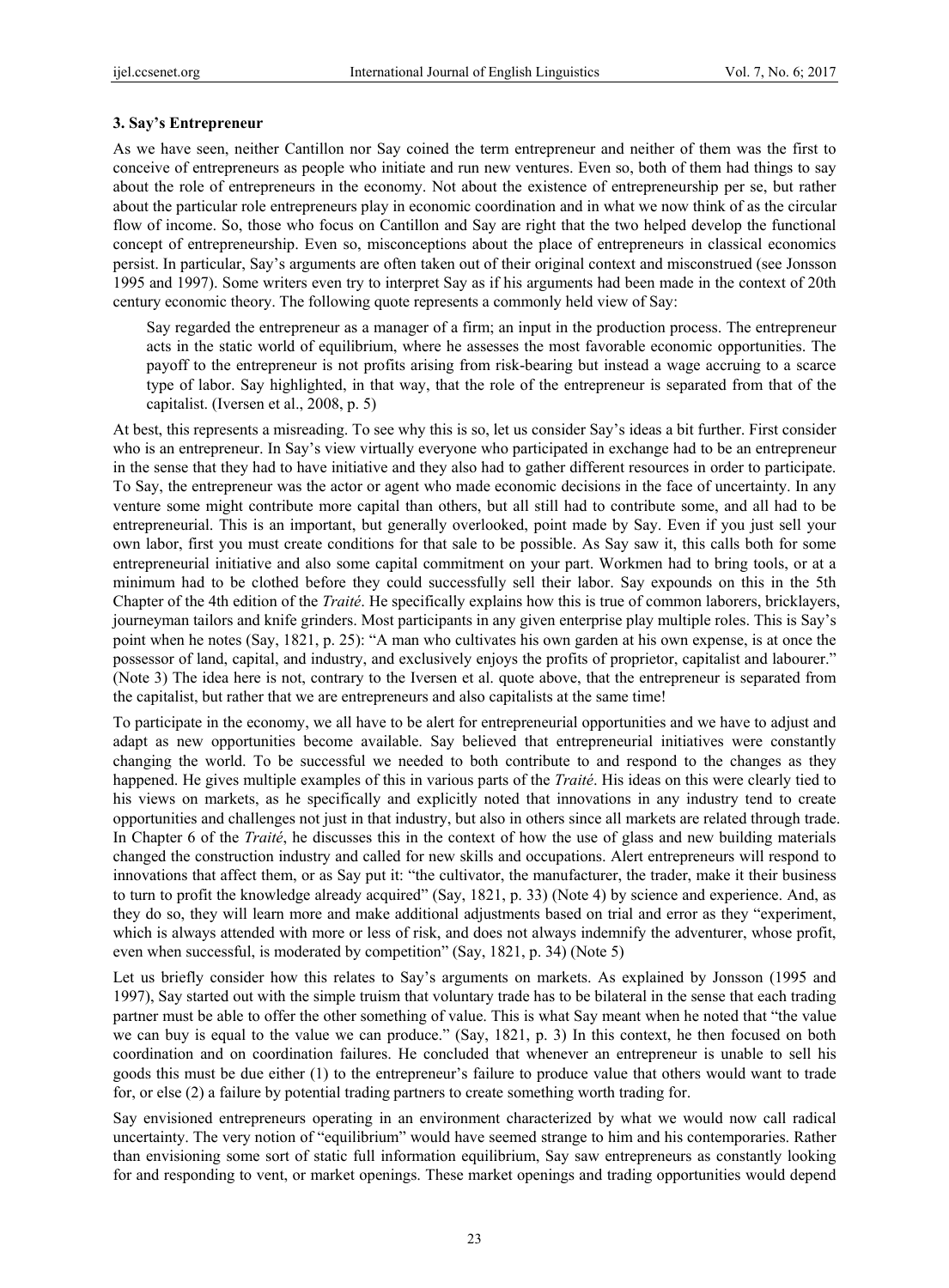### 3. Say's Entrepreneur

As we have seen, neither Cantillon nor Say coined the term entrepreneur and neither of them was the first to conceive of entrepreneurs as people who initiate and run new ventures. Even so, both of them had things to say about the role of entrepreneurs in the economy. Not about the existence of entrepreneurship per se, but rather about the particular role entrepreneurs play in economic coordination and in what we now think of as the circular flow of income. So, those who focus on Cantillon and Say are right that the two helped develop the functional concept of entrepreneurship. Even so, misconceptions about the place of entrepreneurs in classical economics persist. In particular, Say's arguments are often taken out of their original context and misconstrued (see Jonsson 1995 and 1997). Some writers even try to interpret Say as if his arguments had been made in the context of 20th century economic theory. The following quote represents a commonly held view of Say:

> Say regarded the entrepreneur as a manager of a firm; an input in the production process. The entrepreneur acts in the static world of equilibrium, where he assesses the most favorable economic opportunities. The payoff to the entrepreneur is not profits arising from risk-bearing but instead a wage accruing to a scarce type of labor. Say highlighted, in that way, that the role of the entrepreneur is separated from that of the capitalist. (Iversen et al., 2008, p. 5)

At best, this represents a misreading. To see why this is so, let us consider Say's ideas a bit further. First consider who is an entrepreneur. In Say's view virtually everyone who participated in exchange had to be an entrepreneur in the sense that they had to have initiative and they also had to gather different resources in order to participate. To Say, the entrepreneur was the actor or agent who made economic decisions in the face of uncertainty. In any venture some might contribute more capital than others, but all still had to contribute some, and all had to be entrepreneurial. This is an important, but generally overlooked, point made by Say. Even if you just sell your own labor, first you must create conditions for that sale to be possible. As Say saw it, this calls both for some entrepreneurial initiative and also some capital commitment on your part. Workmen had to bring tools, or at a minimum had to be clothed before they could successfully sell their labor. Say expounds on this in the 5th Chapter of the 4th edition of the *Traité*. He specifically explains how this is true of common laborers, bricklayers, journeyman tailors and knife grinders. Most participants in any given enterprise play multiple roles. This is Say's point when he notes (Say, 1821, p. 25): "A man who cultivates his own garden at his own expense, is at once the possessor of land, capital, and industry, and exclusively enjoys the profits of proprietor, capitalist and labourer." (Note 3) The idea here is not, contrary to the Iversen et al. quote above, that the entrepreneur is separated from the capitalist, but rather that we are entrepreneurs and also capitalists at the same time!

To participate in the economy, we all have to be alert for entrepreneurial opportunities and we have to adjust and adapt as new opportunities become available. Say believed that entrepreneurial initiatives were constantly changing the world. To be successful we needed to both contribute to and respond to the changes as they happened. He gives multiple examples of this in various parts of the *Traité*. His ideas on this were clearly tied to his views on markets, as he specifically and explicitly noted that innovations in any industry tend to create opportunities and challenges not just in that industry, but also in others since all markets are related through trade. In Chapter 6 of the *Traité*, he discusses this in the context of how the use of glass and new building materials changed the construction industry and called for new skills and occupations. Alert entrepreneurs will respond to innovations that affect them, or as Say put it: "the cultivator, the manufacturer, the trader, make it their business to turn to profit the knowledge already acquired" (Say, 1821, p. 33) (Note 4) by science and experience. And, as they do so, they will learn more and make additional adjustments based on trial and error as they "experiment, which is always attended with more or less of risk, and does not always indemnify the adventurer, whose profit, even when successful, is moderated by competition" (Say, 1821, p. 34) (Note 5)

Let us briefly consider how this relates to Say's arguments on markets. As explained by Jonsson (1995 and 1997), Say started out with the simple truism that voluntary trade has to be bilateral in the sense that each trading partner must be able to offer the other something of value. This is what Say meant when he noted that "the value we can buy is equal to the value we can produce." (Say, 1821, p. 3) In this context, he then focused on both coordination and on coordination failures. He concluded that whenever an entrepreneur is unable to sell his goods this must be due either (1) to the entrepreneur's failure to produce value that others would want to trade for, or else (2) a failure by potential trading partners to create something worth trading for.

Say envisioned entrepreneurs operating in an environment characterized by what we would now call radical uncertainty. The very notion of "equilibrium" would have seemed strange to him and his contemporaries. Rather than envisioning some sort of static full information equilibrium, Say saw entrepreneurs as constantly looking for and responding to vent, or market openings. These market openings and trading opportunities would depend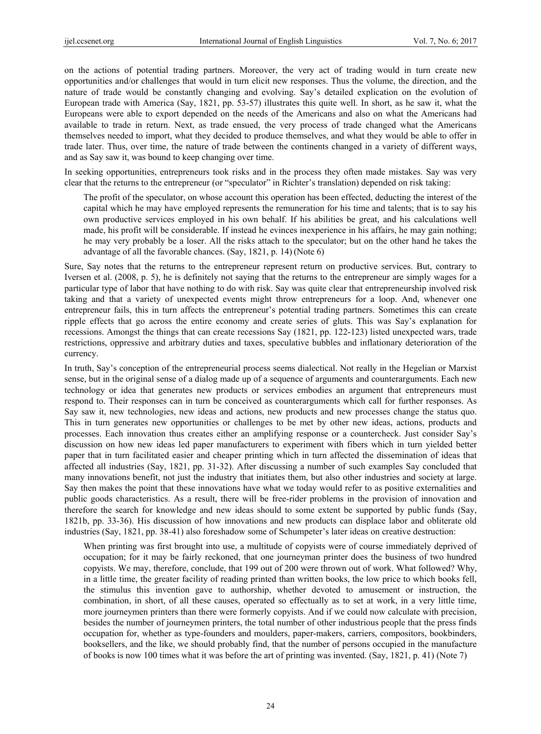on the actions of potential trading partners. Moreover, the very act of trading would in turn create new opportunities and/or challenges that would in turn elicit new responses. Thus the volume, the direction, and the nature of trade would be constantly changing and evolving. Say's detailed explication on the evolution of European trade with America (Say, 1821, pp. 53-57) illustrates this quite well. In short, as he saw it, what the Europeans were able to export depended on the needs of the Americans and also on what the Americans had available to trade in return. Next, as trade ensued, the very process of trade changed what the Americans themselves needed to import, what they decided to produce themselves, and what they would be able to offer in trade later. Thus, over time, the nature of trade between the continents changed in a variety of different ways, and as Say saw it, was bound to keep changing over time.

In seeking opportunities, entrepreneurs took risks and in the process they often made mistakes. Say was very clear that the returns to the entrepreneur (or "speculator" in Richter's translation) depended on risk taking:

> The profit of the speculator, on whose account this operation has been effected, deducting the interest of the capital which he may have employed represents the remuneration for his time and talents; that is to say his own productive services employed in his own behalf. If his abilities be great, and his calculations well made, his profit will be considerable. If instead he evinces inexperience in his affairs, he may gain nothing; he may very probably be a loser. All the risks attach to the speculator; but on the other hand he takes the advantage of all the favorable chances. (Say, 1821, p. 14) (Note 6)

Sure, Say notes that the returns to the entrepreneur represent return on productive services. But, contrary to Iversen et al. (2008, p. 5), he is definitely not saying that the returns to the entrepreneur are simply wages for a particular type of labor that have nothing to do with risk. Say was quite clear that entrepreneurship involved risk taking and that a variety of unexpected events might throw entrepreneurs for a loop. And, whenever one entrepreneur fails, this in turn affects the entrepreneur's potential trading partners. Sometimes this can create ripple effects that go across the entire economy and create series of gluts. This was Say's explanation for recessions. Amongst the things that can create recessions Say (1821, pp. 122-123) listed unexpected wars, trade restrictions, oppressive and arbitrary duties and taxes, speculative bubbles and inflationary deterioration of the currency.

In truth, Say's conception of the entrepreneurial process seems dialectical. Not really in the Hegelian or Marxist sense, but in the original sense of a dialog made up of a sequence of arguments and counterarguments. Each new technology or idea that generates new products or services embodies an argument that entrepreneurs must respond to. Their responses can in turn be conceived as counterarguments which call for further responses. As Say saw it, new technologies, new ideas and actions, new products and new processes change the status quo. This in turn generates new opportunities or challenges to be met by other new ideas, actions, products and processes. Each innovation thus creates either an amplifying response or a countercheck. Just consider Say's discussion on how new ideas led paper manufacturers to experiment with fibers which in turn yielded better paper that in turn facilitated easier and cheaper printing which in turn affected the dissemination of ideas that affected all industries (Say, 1821, pp. 31-32). After discussing a number of such examples Say concluded that many innovations benefit, not just the industry that initiates them, but also other industries and society at large. Say then makes the point that these innovations have what we today would refer to as positive externalities and public goods characteristics. As a result, there will be free-rider problems in the provision of innovation and therefore the search for knowledge and new ideas should to some extent be supported by public funds (Say, 1821b, pp. 33-36). His discussion of how innovations and new products can displace labor and obliterate old industries (Say, 1821, pp. 38-41) also foreshadow some of Schumpeter's later ideas on creative destruction:

> When printing was first brought into use, a multitude of copyists were of course immediately deprived of occupation; for it may be fairly reckoned, that one journeyman printer does the business of two hundred copyists. We may, therefore, conclude, that 199 out of 200 were thrown out of work. What followed? Why, in a little time, the greater facility of reading printed than written books, the low price to which books fell, the stimulus this invention gave to authorship, whether devoted to amusement or instruction, the combination, in short, of all these causes, operated so effectually as to set at work, in a very little time, more journeymen printers than there were formerly copyists. And if we could now calculate with precision, besides the number of journeymen printers, the total number of other industrious people that the press finds occupation for, whether as type-founders and moulders, paper-makers, carriers, compositors, bookbinders, booksellers, and the like, we should probably find, that the number of persons occupied in the manufacture of books is now 100 times what it was before the art of printing was invented. (Say, 1821, p. 41) (Note 7)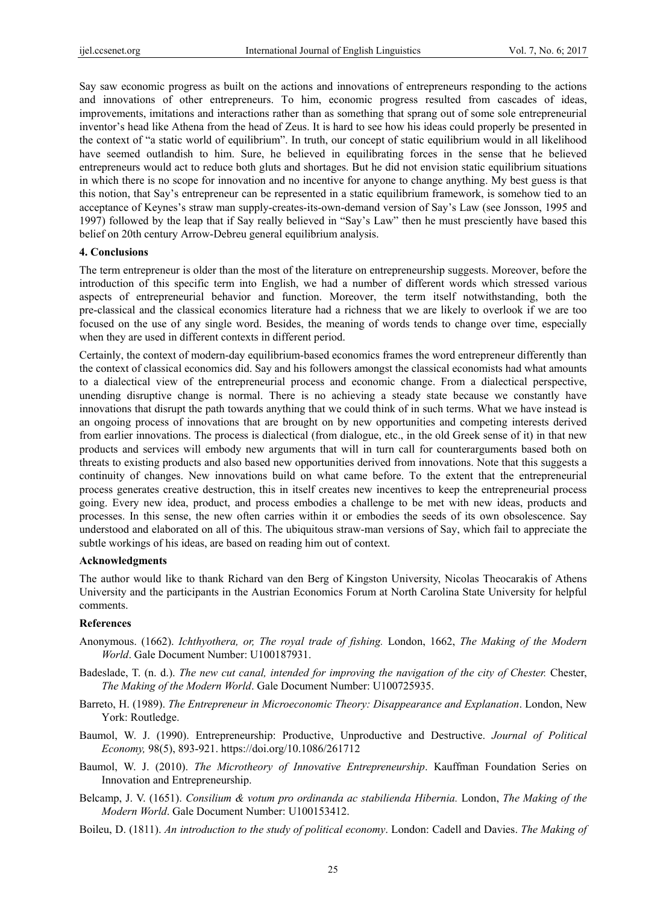Say saw economic progress as built on the actions and innovations of entrepreneurs responding to the actions and innovations of other entrepreneurs. To him, economic progress resulted from cascades of ideas, improvements, imitations and interactions rather than as something that sprang out of some sole entrepreneurial inventor's head like Athena from the head of Zeus. It is hard to see how his ideas could properly be presented in the context of "a static world of equilibrium". In truth, our concept of static equilibrium would in all likelihood have seemed outlandish to him. Sure, he believed in equilibrating forces in the sense that he believed entrepreneurs would act to reduce both gluts and shortages. But he did not envision static equilibrium situations in which there is no scope for innovation and no incentive for anyone to change anything. My best guess is that this notion, that Say's entrepreneur can be represented in a static equilibrium framework, is somehow tied to an acceptance of Keynes's straw man supply-creates-its-own-demand version of Say's Law (see Jonsson, 1995 and 1997) followed by the leap that if Say really believed in "Say's Law" then he must presciently have based this belief on 20th century Arrow-Debreu general equilibrium analysis.

### 4. Conclusions

The term entrepreneur is older than the most of the literature on entrepreneurship suggests. Moreover, before the introduction of this specific term into English, we had a number of different words which stressed various aspects of entrepreneurial behavior and function. Moreover, the term itself notwithstanding, both the pre-classical and the classical economics literature had a richness that we are likely to overlook if we are too focused on the use of any single word. Besides, the meaning of words tends to change over time, especially when they are used in different contexts in different period.

Certainly, the context of modern-day equilibrium-based economics frames the word entrepreneur differently than the context of classical economics did. Say and his followers amongst the classical economists had what amounts to a dialectical view of the entrepreneurial process and economic change. From a dialectical perspective, unending disruptive change is normal. There is no achieving a steady state because we constantly have innovations that disrupt the path towards anything that we could think of in such terms. What we have instead is an ongoing process of innovations that are brought on by new opportunities and competing interests derived from earlier innovations. The process is dialectical (from dialogue, etc., in the old Greek sense of it) in that new products and services will embody new arguments that will in turn call for counterarguments based both on threats to existing products and also based new opportunities derived from innovations. Note that this suggests a continuity of changes. New innovations build on what came before. To the extent that the entrepreneurial process generates creative destruction, this in itself creates new incentives to keep the entrepreneurial process going. Every new idea, product, and process embodies a challenge to be met with new ideas, products and processes. In this sense, the new often carries within it or embodies the seeds of its own obsolescence. Say understood and elaborated on all of this. The ubiquitous straw-man versions of Say, which fail to appreciate the subtle workings of his ideas, are based on reading him out of context.

### Acknowledgments

The author would like to thank Richard van den Berg of Kingston University, Nicolas Theocarakis of Athens University and the participants in the Austrian Economics Forum at North Carolina State University for helpful comments.

### References

Anonymous. (1662). *Ichthyothera, or, The royal trade of fishing.* London, 1662, *The Making of the Modern World*. Gale Document Number: U100187931.

Badeslade, T. (n. d.). *The new cut canal, intended for improving the navigation of the city of Chester.* Chester, *The Making of the Modern World*. Gale Document Number: U100725935.

Barreto, H. (1989). *The Entrepreneur in Microeconomic Theory: Disappearance and Explanation*. London, New York: Routledge.

Baumol, W. J. (1990). Entrepreneurship: Productive, Unproductive and Destructive. *Journal of Political Economy,* 98(5), 893-921. https://doi.org/10.1086/261712

Baumol, W. J. (2010). *The Microtheory of Innovative Entrepreneurship*. Kauffman Foundation Series on Innovation and Entrepreneurship.

Belcamp, J. V. (1651). *Consilium & votum pro ordinanda ac stabilienda Hibernia.* London, *The Making of the Modern World*. Gale Document Number: U100153412.

Boileu, D. (1811). *An introduction to the study of political economy*. London: Cadell and Davies. *The Making of*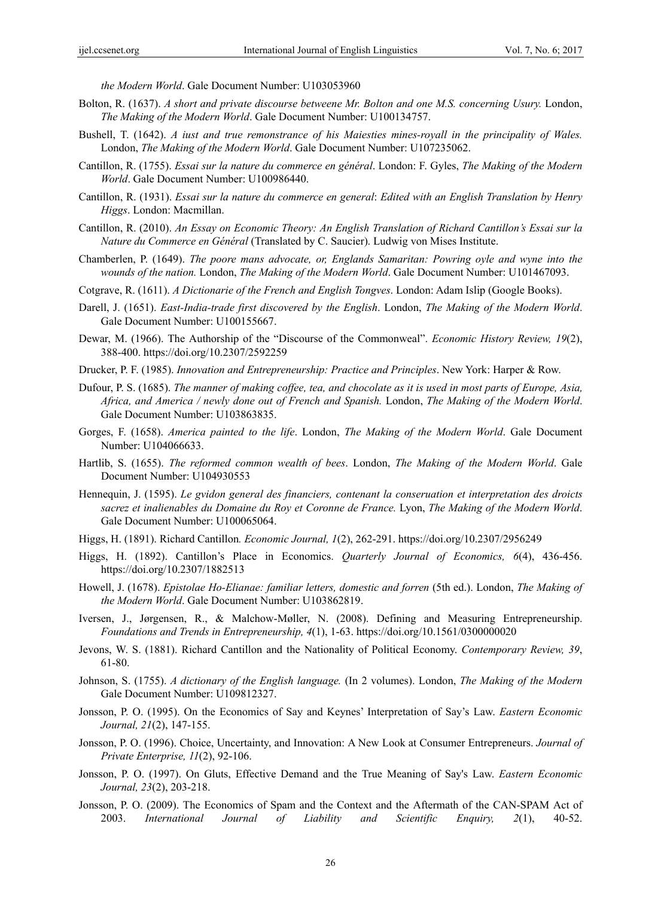*the Modern World*. Gale Document Number: U103053960

Bolton, R. (1637). *A short and private discourse betweene Mr. Bolton and one M.S. concerning Usury.* London, *The Making of the Modern World*. Gale Document Number: U100134757.

Bushell, T. (1642). *A iust and true remonstrance of his Maiesties mines-royall in the principality of Wales.* London, *The Making of the Modern World*. Gale Document Number: U107235062.

Cantillon, R. (1755). *Essai sur la nature du commerce en général*. London: F. Gyles, *The Making of the Modern World*. Gale Document Number: U100986440.

Cantillon, R. (1931). *Essai sur la nature du commerce en general*: *Edited with an English Translation by Henry Higgs*. London: Macmillan.

Cantillon, R. (2010). *An Essay on Economic Theory: An English Translation of Richard Cantillon's Essai sur la Nature du Commerce en Général* (Translated by C. Saucier). Ludwig von Mises Institute.

Chamberlen, P. (1649). *The poore mans advocate, or, Englands Samaritan: Powring oyle and wyne into the wounds of the nation.* London, *The Making of the Modern World*. Gale Document Number: U101467093.

Cotgrave, R. (1611). *A Dictionarie of the French and English Tongves*. London: Adam Islip (Google Books).

Darell, J. (1651). *East-India-trade first discovered by the English*. London, *The Making of the Modern World*. Gale Document Number: U100155667.

Dewar, M. (1966). The Authorship of the "Discourse of the Commonweal". *Economic History Review, 19*(2), 388-400. https://doi.org/10.2307/2592259

Drucker, P. F. (1985). *Innovation and Entrepreneurship: Practice and Principles*. New York: Harper & Row.

Dufour, P. S. (1685). *The manner of making coffee, tea, and chocolate as it is used in most parts of Europe, Asia, Africa, and America / newly done out of French and Spanish.* London, *The Making of the Modern World*. Gale Document Number: U103863835.

Gorges, F. (1658). *America painted to the life*. London, *The Making of the Modern World*. Gale Document Number: U104066633.

Hartlib, S. (1655). *The reformed common wealth of bees*. London, *The Making of the Modern World*. Gale Document Number: U104930553

Hennequin, J. (1595). *Le gvidon general des financiers, contenant la conseruation et interpretation des droicts sacrez et inalienables du Domaine du Roy et Coronne de France.* Lyon, *The Making of the Modern World*. Gale Document Number: U100065064.

Higgs, H. (1891). Richard Cantillon*. Economic Journal, 1*(2), 262-291. https://doi.org/10.2307/2956249

Higgs, H. (1892). Cantillon's Place in Economics. *Quarterly Journal of Economics, 6*(4), 436-456. https://doi.org/10.2307/1882513

Howell, J. (1678). *Epistolae Ho-Elianae: familiar letters, domestic and forren* (5th ed.). London, *The Making of the Modern World*. Gale Document Number: U103862819.

Iversen, J., Jørgensen, R., & Malchow-Møller, N. (2008). Defining and Measuring Entrepreneurship. *Foundations and Trends in Entrepreneurship, 4*(1), 1-63. https://doi.org/10.1561/0300000020

Jevons, W. S. (1881). Richard Cantillon and the Nationality of Political Economy. *Contemporary Review, 39*, 61-80.

Johnson, S. (1755). *A dictionary of the English language.* (In 2 volumes). London, *The Making of the Modern* Gale Document Number: U109812327.

Jonsson, P. O. (1995). On the Economics of Say and Keynes' Interpretation of Say's Law. *Eastern Economic Journal, 21*(2), 147-155.

Jonsson, P. O. (1996). Choice, Uncertainty, and Innovation: A New Look at Consumer Entrepreneurs. *Journal of Private Enterprise, 11*(2), 92-106.

Jonsson, P. O. (1997). On Gluts, Effective Demand and the True Meaning of Say's Law. *Eastern Economic Journal, 23*(2), 203-218.

Jonsson, P. O. (2009). The Economics of Spam and the Context and the Aftermath of the CAN-SPAM Act of 2003. *International Journal of Liability and Scientific Enquiry, 2*(1), 40-52.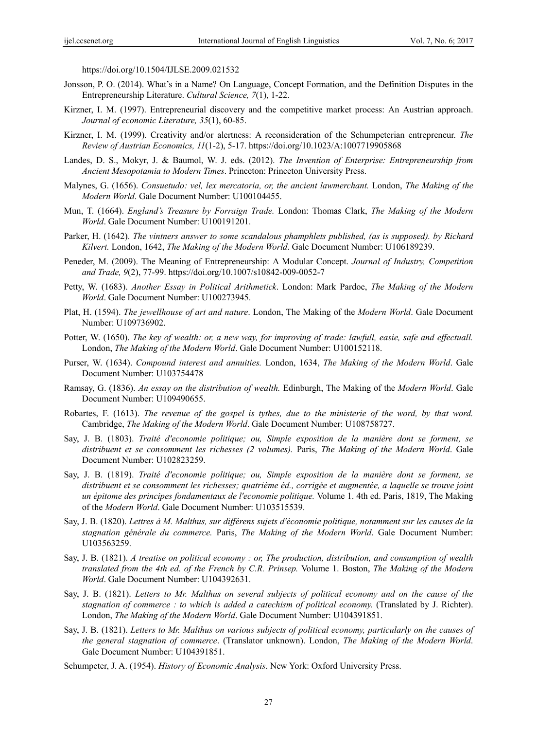https://doi.org/10.1504/IJLSE.2009.021532

Jonsson, P. O. (2014). What's in a Name? On Language, Concept Formation, and the Definition Disputes in the Entrepreneurship Literature. *Cultural Science, 7*(1), 1-22.

Kirzner, I. M. (1997). Entrepreneurial discovery and the competitive market process: An Austrian approach. *Journal of economic Literature, 35*(1), 60-85.

Kirzner, I. M. (1999). Creativity and/or alertness: A reconsideration of the Schumpeterian entrepreneur. *The Review of Austrian Economics, 11*(1-2), 5-17. https://doi.org/10.1023/A:1007719905868

Landes, D. S., Mokyr, J. & Baumol, W. J. eds. (2012). *The Invention of Enterprise: Entrepreneurship from Ancient Mesopotamia to Modern Times*. Princeton: Princeton University Press.

Malynes, G. (1656). *Consuetudo: vel, lex mercatoria, or, the ancient lawmerchant.* London, *The Making of the Modern World*. Gale Document Number: U100104455.

Mun, T. (1664). *England's Treasure by Forraign Trade.* London: Thomas Clark, *The Making of the Modern World*. Gale Document Number: U100191201.

Parker, H. (1642). *The vintners answer to some scandalous phamphlets published, (as is supposed). by Richard Kilvert.* London, 1642, *The Making of the Modern World*. Gale Document Number: U106189239.

Peneder, M. (2009). The Meaning of Entrepreneurship: A Modular Concept. *Journal of Industry, Competition and Trade, 9*(2), 77-99. https://doi.org/10.1007/s10842-009-0052-7

Petty, W. (1683). *Another Essay in Political Arithmetick*. London: Mark Pardoe, *The Making of the Modern World*. Gale Document Number: U100273945.

Plat, H. (1594). *The jewellhouse of art and nature*. London, The Making of the *Modern World*. Gale Document Number: U109736902.

Potter, W. (1650). *The key of wealth: or, a new way, for improving of trade: lawfull, easie, safe and effectuall.* London, *The Making of the Modern World*. Gale Document Number: U100152118.

Purser, W. (1634). *Compound interest and annuities.* London, 1634, *The Making of the Modern World*. Gale Document Number: U103754478

Ramsay, G. (1836). *An essay on the distribution of wealth.* Edinburgh, The Making of the *Modern World*. Gale Document Number: U109490655.

Robartes, F. (1613). *The revenue of the gospel is tythes, due to the ministerie of the word, by that word.* Cambridge, *The Making of the Modern World*. Gale Document Number: U108758727.

Say, J. B. (1803). *Traité d'economie politique; ou, Simple exposition de la manière dont se forment, se distribuent et se consomment les richesses (2 volumes).* Paris, *The Making of the Modern World*. Gale Document Number: U102823259.

Say, J. B. (1819). *Traité d'economie politique; ou, Simple exposition de la manière dont se forment, se distribuent et se consomment les richesses; quatrième éd., corrigée et augmentée, a laquelle se trouve joint un épitome des principes fondamentaux de l'economie politique.* Volume 1. 4th ed. Paris, 1819, The Making of the *Modern World*. Gale Document Number: U103515539.

Say, J. B. (1820). *Lettres à M. Malthus, sur différens sujets d'économie politique, notamment sur les causes de la stagnation générale du commerce.* Paris, *The Making of the Modern World*. Gale Document Number: U103563259.

Say, J. B. (1821). *A treatise on political economy : or, The production, distribution, and consumption of wealth translated from the 4th ed. of the French by C.R. Prinsep.* Volume 1. Boston, *The Making of the Modern World*. Gale Document Number: U104392631.

Say, J. B. (1821). *Letters to Mr. Malthus on several subjects of political economy and on the cause of the stagnation of commerce : to which is added a catechism of political economy.* (Translated by J. Richter). London, *The Making of the Modern World*. Gale Document Number: U104391851.

Say, J. B. (1821). *Letters to Mr. Malthus on various subjects of political economy, particularly on the causes of the general stagnation of commerce*. (Translator unknown). London, *The Making of the Modern World*. Gale Document Number: U104391851.

Schumpeter, J. A. (1954). *History of Economic Analysis*. New York: Oxford University Press.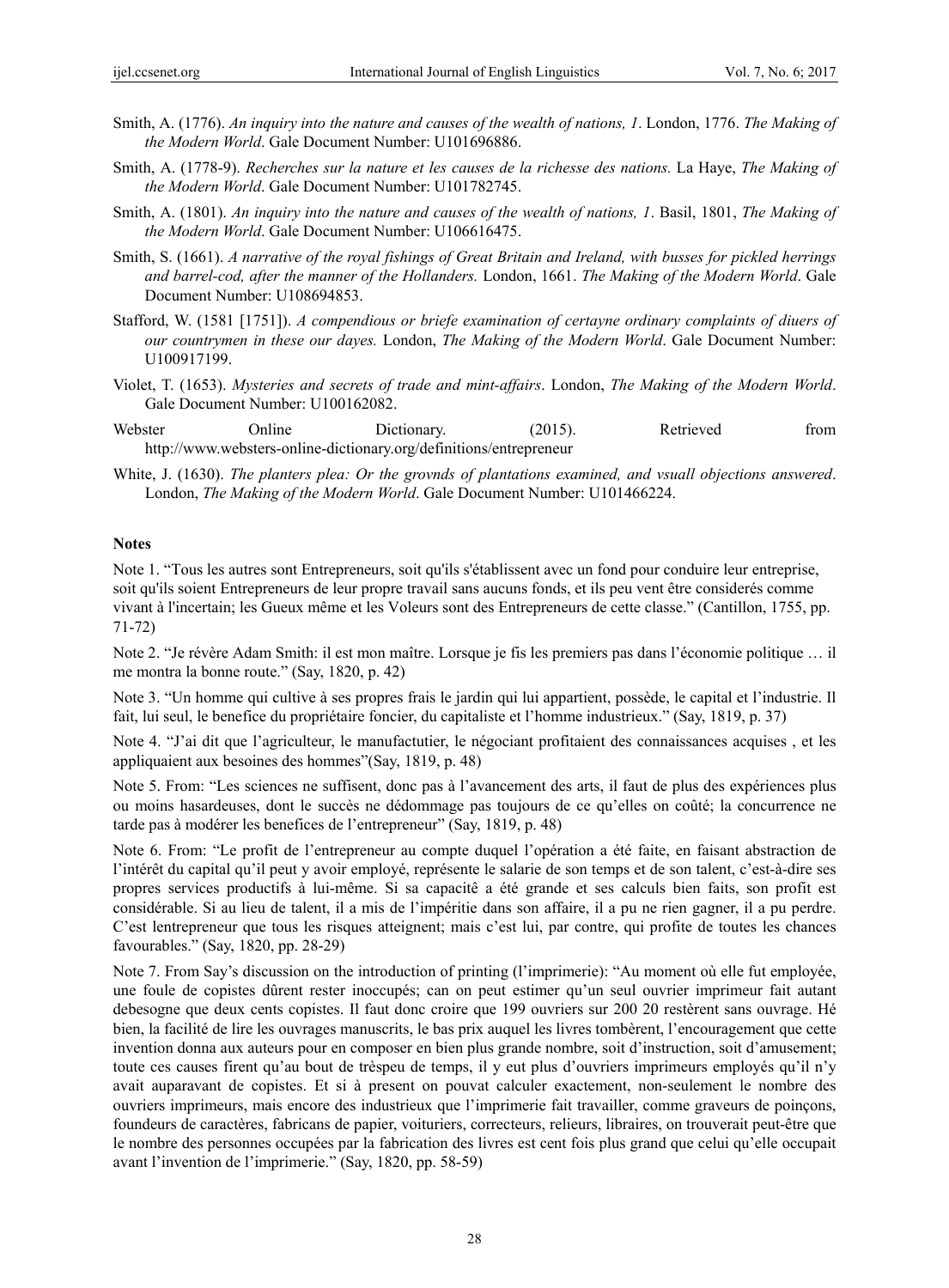Smith, A. (1776). *An inquiry into the nature and causes of the wealth of nations, 1*. London, 1776. *The Making of the Modern World*. Gale Document Number: U101696886.

Smith, A. (1778-9). *Recherches sur la nature et les causes de la richesse des nations.* La Haye, *The Making of the Modern World*. Gale Document Number: U101782745.

Smith, A. (1801). *An inquiry into the nature and causes of the wealth of nations, 1*. Basil, 1801, *The Making of the Modern World*. Gale Document Number: U106616475.

Smith, S. (1661). *A narrative of the royal fishings of Great Britain and Ireland, with busses for pickled herrings and barrel-cod, after the manner of the Hollanders.* London, 1661. *The Making of the Modern World*. Gale Document Number: U108694853.

Stafford, W. (1581 [1751]). *A compendious or briefe examination of certayne ordinary complaints of diuers of our countrymen in these our dayes.* London, *The Making of the Modern World*. Gale Document Number: U100917199.

Violet, T. (1653). *Mysteries and secrets of trade and mint-affairs*. London, *The Making of the Modern World*. Gale Document Number: U100162082.

Webster Online Dictionary. (2015). Retrieved from http://www.websters-online-dictionary.org/definitions/entrepreneur

White, J. (1630). *The planters plea: Or the grovnds of plantations examined, and vsuall objections answered*. London, *The Making of the Modern World*. Gale Document Number: U101466224.

**Notes**

Note 1. "Tous les autres sont Entrepreneurs, soit qu'ils s'établissent avec un fond pour conduire leur entreprise, soit qu'ils soient Entrepreneurs de leur propre travail sans aucuns fonds, et ils peu vent être considerés comme vivant à l'incertain; les Gueux même et les Voleurs sont des Entrepreneurs de cette classe." (Cantillon, 1755, pp. 71-72)

Note 2. "Je révère Adam Smith: il est mon maître. Lorsque je fis les premiers pas dans l'économie politique … il me montra la bonne route." (Say, 1820, p. 42)

Note 3. "Un homme qui cultive à ses propres frais le jardin qui lui appartient, possède, le capital et l'industrie. Il fait, lui seul, le benefice du propriétaire foncier, du capitaliste et l'homme industrieux." (Say, 1819, p. 37)

Note 4. "J'ai dit que l'agriculteur, le manufactutier, le négociant profitaient des connaissances acquises , et les appliquaient aux besoines des hommes"(Say, 1819, p. 48)

Note 5. From: "Les sciences ne suffisent, donc pas à l'avancement des arts, il faut de plus des expériences plus ou moins hasardeuses, dont le succès ne dédommage pas toujours de ce qu'elles on coûté; la concurrence ne tarde pas à modérer les benefices de l'entrepreneur" (Say, 1819, p. 48)

Note 6. From: "Le profit de l'entrepreneur au compte duquel l'opération a été faite, en faisant abstraction de l'intérêt du capital qu'il peut y avoir employé, représente le salarie de son temps et de son talent, c'est-à-dire ses propres services productifs à lui-même. Si sa capacitê a été grande et ses calculs bien faits, son profit est considérable. Si au lieu de talent, il a mis de l'impéritie dans son affaire, il a pu ne rien gagner, il a pu perdre. C'est lentrepreneur que tous les risques atteignent; mais c'est lui, par contre, qui profite de toutes les chances favourables." (Say, 1820, pp. 28-29)

Note 7. From Say's discussion on the introduction of printing (l'imprimerie): "Au moment où elle fut employée, une foule de copistes dûrent rester inoccupés; can on peut estimer qu'un seul ouvrier imprimeur fait autant debesogne que deux cents copistes. Il faut donc croire que 199 ouvriers sur 200 20 restèrent sans ouvrage. Hé bien, la facilité de lire les ouvrages manuscrits, le bas prix auquel les livres tombèrent, l'encouragement que cette invention donna aux auteurs pour en composer en bien plus grande nombre, soit d'instruction, soit d'amusement; toute ces causes firent qu'au bout de trèspeu de temps, il y eut plus d'ouvriers imprimeurs employés qu'il n'y avait auparavant de copistes. Et si à present on pouvat calculer exactement, non-seulement le nombre des ouvriers imprimeurs, mais encore des industrieux que l'imprimerie fait travailler, comme graveurs de poinçons, foundeurs de caractères, fabricans de papier, voituriers, correcteurs, relieurs, libraires, on trouverait peut-être que le nombre des personnes occupées par la fabrication des livres est cent fois plus grand que celui qu'elle occupait avant l'invention de l'imprimerie." (Say, 1820, pp. 58-59)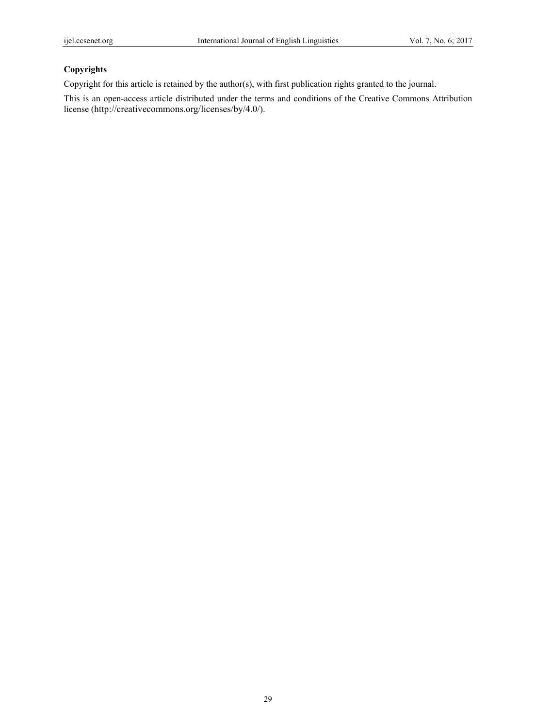## Copyrights

Copyright for this article is retained by the author(s), with first publication rights granted to the journal.

This is an open-access article distributed under the terms and conditions of the Creative Commons Attribution license (http://creativecommons.org/licenses/by/4.0/).